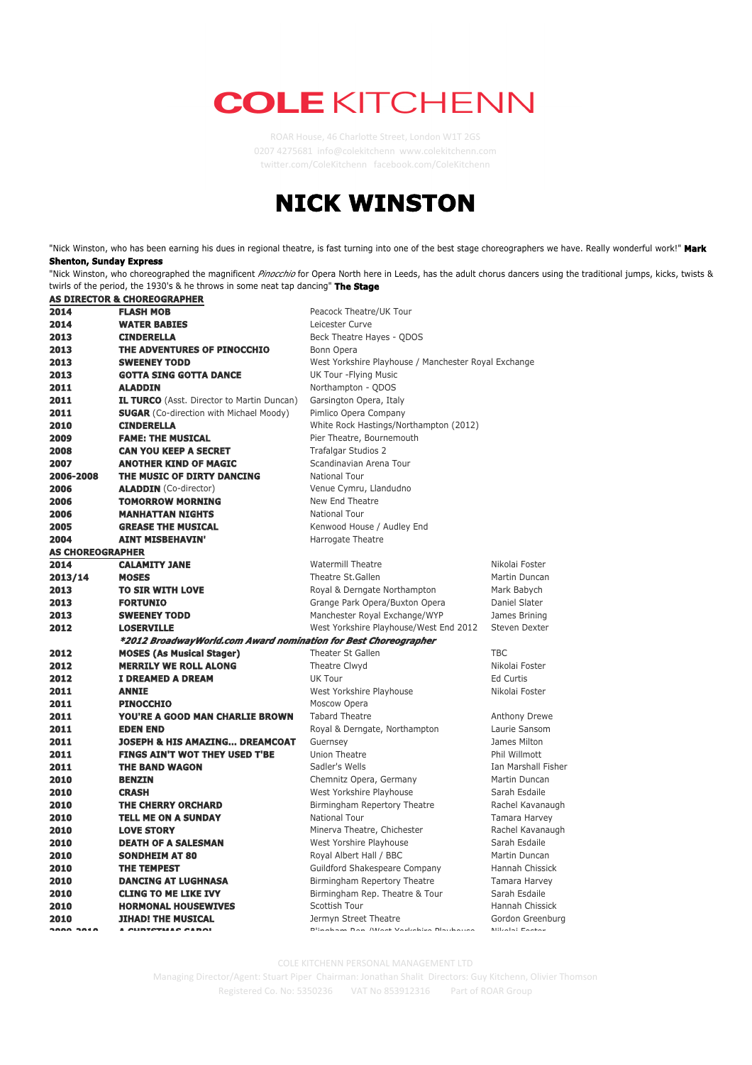# COLE KITCHENN

ROAR House, 46 Charlotte Street, London W1T 2GS
0207 4275681 info@colekitchenn www.colekitchenn.com
twitter.com/ColeKitchenn facebook.com/ColeKitchenn

# NICK WINSTON

"Nick Winston, who has been earning his dues in regional theatre, is fast turning into one of the best stage choreographers we have. Really wonderful work!" **Mark Shenton, Sunday Express**

"Nick Winston, who choreographed the magnificent *Pinocchio* for Opera North here in Leeds, has the adult chorus dancers using the traditional jumps, kicks, twists & twirls of the period, the 1930's & he throws in some neat tap dancing" **The Stage**

## AS DIRECTOR & CHOREOGRAPHER

| | | |
|---|---|---|
| **2014** | **FLASH MOB** | Peacock Theatre/UK Tour |
| **2014** | **WATER BABIES** | Leicester Curve |
| **2013** | **CINDERELLA** | Beck Theatre Hayes - QDOS |
| **2013** | **THE ADVENTURES OF PINOCCHIO** | Bonn Opera |
| **2013** | **SWEENEY TODD** | West Yorkshire Playhouse / Manchester Royal Exchange |
| **2013** | **GOTTA SING GOTTA DANCE** | UK Tour -Flying Music |
| **2011** | **ALADDIN** | Northampton - QDOS |
| **2011** | **IL TURCO** (Asst. Director to Martin Duncan) | Garsington Opera, Italy |
| **2011** | **SUGAR** (Co-direction with Michael Moody) | Pimlico Opera Company |
| **2010** | **CINDERELLA** | White Rock Hastings/Northampton (2012) |
| **2009** | **FAME: THE MUSICAL** | Pier Theatre, Bournemouth |
| **2008** | **CAN YOU KEEP A SECRET** | Trafalgar Studios 2 |
| **2007** | **ANOTHER KIND OF MAGIC** | Scandinavian Arena Tour |
| **2006-2008** | **THE MUSIC OF DIRTY DANCING** | National Tour |
| **2006** | **ALADDIN** (Co-director) | Venue Cymru, Llandudno |
| **2006** | **TOMORROW MORNING** | New End Theatre |
| **2006** | **MANHATTAN NIGHTS** | National Tour |
| **2005** | **GREASE THE MUSICAL** | Kenwood House / Audley End |
| **2004** | **AINT MISBEHAVIN'** | Harrogate Theatre |

## AS CHOREOGRAPHER

| | | | |
|---|---|---|---|
| **2014** | **CALAMITY JANE** | Watermill Theatre | Nikolai Foster |
| **2013/14** | **MOSES** | Theatre St.Gallen | Martin Duncan |
| **2013** | **TO SIR WITH LOVE** | Royal & Derngate Northampton | Mark Babych |
| **2013** | **FORTUNIO** | Grange Park Opera/Buxton Opera | Daniel Slater |
| **2013** | **SWEENEY TODD** | Manchester Royal Exchange/WYP | James Brining |
| **2012** | **LOSERVILLE** | West Yorkshire Playhouse/West End 2012 | Steven Dexter |
| | ***\*2012 BroadwayWorld.com Award nomination for Best Choreographer*** | | |
| **2012** | **MOSES (As Musical Stager)** | Theater St Gallen | TBC |
| **2012** | **MERRILY WE ROLL ALONG** | Theatre Clwyd | Nikolai Foster |
| **2012** | **I DREAMED A DREAM** | UK Tour | Ed Curtis |
| **2011** | **ANNIE** | West Yorkshire Playhouse | Nikolai Foster |
| **2011** | **PINOCCHIO** | Moscow Opera | |
| **2011** | **YOU'RE A GOOD MAN CHARLIE BROWN** | Tabard Theatre | Anthony Drewe |
| **2011** | **EDEN END** | Royal & Derngate, Northampton | Laurie Sansom |
| **2011** | **JOSEPH & HIS AMAZING... DREAMCOAT** | Guernsey | James Milton |
| **2011** | **FINGS AIN'T WOT THEY USED T'BE** | Union Theatre | Phil Willmott |
| **2011** | **THE BAND WAGON** | Sadler's Wells | Ian Marshall Fisher |
| **2010** | **BENZIN** | Chemnitz Opera, Germany | Martin Duncan |
| **2010** | **CRASH** | West Yorkshire Playhouse | Sarah Esdaile |
| **2010** | **THE CHERRY ORCHARD** | Birmingham Repertory Theatre | Rachel Kavanaugh |
| **2010** | **TELL ME ON A SUNDAY** | National Tour | Tamara Harvey |
| **2010** | **LOVE STORY** | Minerva Theatre, Chichester | Rachel Kavanaugh |
| **2010** | **DEATH OF A SALESMAN** | West Yorshire Playhouse | Sarah Esdaile |
| **2010** | **SONDHEIM AT 80** | Royal Albert Hall / BBC | Martin Duncan |
| **2010** | **THE TEMPEST** | Guildford Shakespeare Company | Hannah Chissick |
| **2010** | **DANCING AT LUGHNASA** | Birmingham Repertory Theatre | Tamara Harvey |
| **2010** | **CLING TO ME LIKE IVY** | Birmingham Rep. Theatre & Tour | Sarah Esdaile |
| **2010** | **HORMONAL HOUSEWIVES** | Scottish Tour | Hannah Chissick |
| **2010** | **JIHAD! THE MUSICAL** | Jermyn Street Theatre | Gordon Greenburg |
| **2009-2010** | **A CHRISTMAS CAROL** | B'ingham Rep./West Yorkshire Playhouse | Nikolai Foster |

COLE KITCHENN PERSONAL MANAGEMENT LTD
Managing Director/Agent: Stuart Piper Chairman: Jonathan Shalit Directors: Guy Kitchenn, Olivier Thomson
Registered Co. No: 5350236 VAT No 853912316 Part of ROAR Group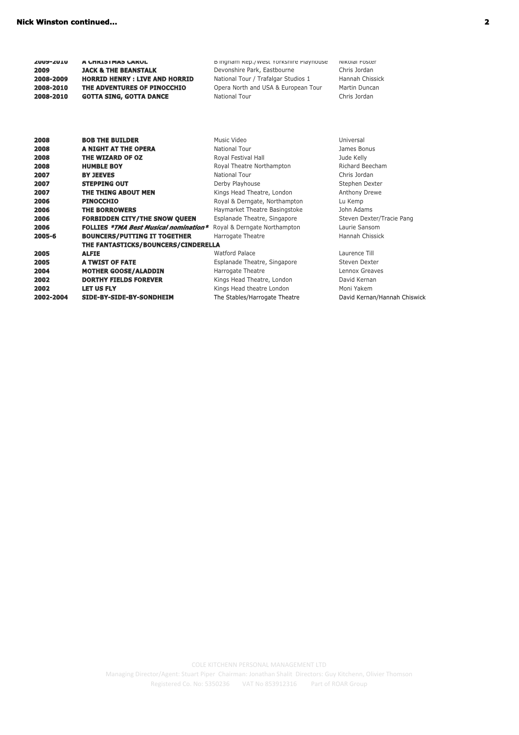| | | | |
|---|---|---|---|
| **2009-2010** | **A CHRISTMAS CAROL** | B'ingham Rep./West Yorkshire Playhouse | Nikolai Foster |
| **2009** | **JACK & THE BEANSTALK** | Devonshire Park, Eastbourne | Chris Jordan |
| **2008-2009** | **HORRID HENRY : LIVE AND HORRID** | National Tour / Trafalgar Studios 1 | Hannah Chissick |
| **2008-2010** | **THE ADVENTURES OF PINOCCHIO** | Opera North and USA & European Tour | Martin Duncan |
| **2008-2010** | **GOTTA SING, GOTTA DANCE** | National Tour | Chris Jordan |

| | | | |
|---|---|---|---|
| **2008** | **BOB THE BUILDER** | Music Video | Universal |
| **2008** | **A NIGHT AT THE OPERA** | National Tour | James Bonus |
| **2008** | **THE WIZARD OF OZ** | Royal Festival Hall | Jude Kelly |
| **2008** | **HUMBLE BOY** | Royal Theatre Northampton | Richard Beecham |
| **2007** | **BY JEEVES** | National Tour | Chris Jordan |
| **2007** | **STEPPING OUT** | Derby Playhouse | Stephen Dexter |
| **2007** | **THE THING ABOUT MEN** | Kings Head Theatre, London | Anthony Drewe |
| **2006** | **PINOCCHIO** | Royal & Derngate, Northampton | Lu Kemp |
| **2006** | **THE BORROWERS** | Haymarket Theatre Basingstoke | John Adams |
| **2006** | **FORBIDDEN CITY/THE SNOW QUEEN** | Esplanade Theatre, Singapore | Steven Dexter/Tracie Pang |
| **2006** | **FOLLIES** ***TMA Best Musical nomination*** | Royal & Derngate Northampton | Laurie Sansom |
| **2005-6** | **BOUNCERS/PUTTING IT TOGETHER** | Harrogate Theatre | Hannah Chissick |
| | **THE FANTASTICKS/BOUNCERS/CINDERELLA** | | |
| **2005** | **ALFIE** | Watford Palace | Laurence Till |
| **2005** | **A TWIST OF FATE** | Esplanade Theatre, Singapore | Steven Dexter |
| **2004** | **MOTHER GOOSE/ALADDIN** | Harrogate Theatre | Lennox Greaves |
| **2002** | **DORTHY FIELDS FOREVER** | Kings Head Theatre, London | David Kernan |
| **2002** | **LET US FLY** | Kings Head theatre London | Moni Yakem |
| **2002-2004** | **SIDE-BY-SIDE-BY-SONDHEIM** | The Stables/Harrogate Theatre | David Kernan/Hannah Chiswick |

COLE KITCHENN PERSONAL MANAGEMENT LTD
Managing Director/Agent: Stuart Piper Chairman: Jonathan Shalit Directors: Guy Kitchenn, Olivier Thomson
Registered Co. No: 5350236 VAT No 853912316 Part of ROAR Group